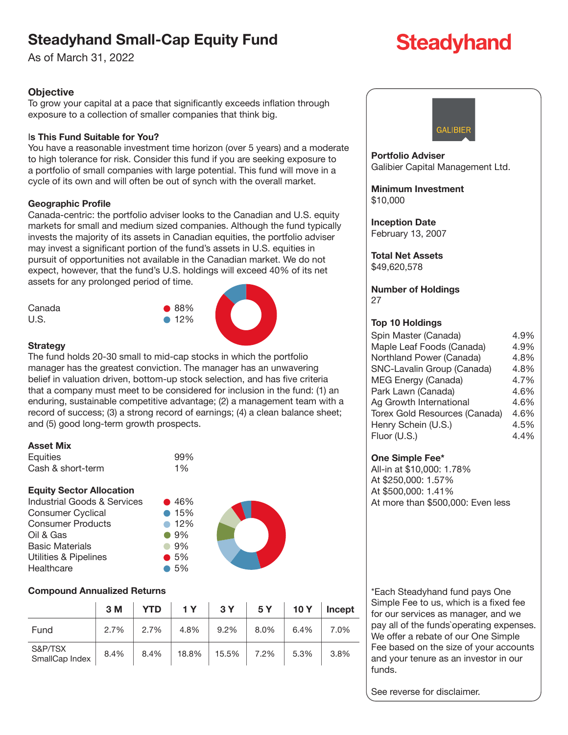# Steadyhand Small-Cap Equity Fund

As of March 31, 2022

Steadyhand

### Objective

To grow your capital at a pace that significantly exceeds inflation through exposure to a collection of smaller companies that think big.

### Is This Fund Suitable for You?

You have a reasonable investment time horizon (over 5 years) and a moderate to high tolerance for risk. Consider this fund if you are seeking exposure to a portfolio of small companies with large potential. This fund will move in a cycle of its own and will often be out of synch with the overall market.

### Geographic Profile

Canada-centric: the portfolio adviser looks to the Canadian and U.S. equity markets for small and medium sized companies. Although the fund typically invests the majority of its assets in Canadian equities, the portfolio adviser may invest a significant portion of the fund's assets in U.S. equities in pursuit of opportunities not available in the Canadian market. We do not expect, however, that the fund's U.S. holdings will exceed 40% of its net assets for any prolonged period of time.

| | |
|---|---|
| Canada | 88% |
| U.S. | 12% |

### Strategy

The fund holds 20-30 small to mid-cap stocks in which the portfolio manager has the greatest conviction. The manager has an unwavering belief in valuation driven, bottom-up stock selection, and has five criteria that a company must meet to be considered for inclusion in the fund: (1) an enduring, sustainable competitive advantage; (2) a management team with a record of success; (3) a strong record of earnings; (4) a clean balance sheet; and (5) good long-term growth prospects.

### Asset Mix

| | |
|---|---|
| Equities | 99% |
| Cash & short-term | 1% |

### Equity Sector Allocation

| | |
|---|---|
| Industrial Goods & Services | 46% |
| Consumer Cyclical | 15% |
| Consumer Products | 12% |
| Oil & Gas | 9% |
| Basic Materials | 9% |
| Utilities & Pipelines | 5% |
| Healthcare | 5% |

### Compound Annualized Returns

| | 3 M | YTD | 1 Y | 3 Y | 5 Y | 10 Y | Incept |
|---|---|---|---|---|---|---|---|
| Fund | 2.7% | 2.7% | 4.8% | 9.2% | 8.0% | 6.4% | 7.0% |
| S&P/TSX SmallCap Index | 8.4% | 8.4% | 18.8% | 15.5% | 7.2% | 5.3% | 3.8% |

GALIBIER

**Portfolio Adviser**
Galibier Capital Management Ltd.

**Minimum Investment**
$10,000

**Inception Date**
February 13, 2007

**Total Net Assets**
$49,620,578

**Number of Holdings**
27

### Top 10 Holdings

| | |
|---|---|
| Spin Master (Canada) | 4.9% |
| Maple Leaf Foods (Canada) | 4.9% |
| Northland Power (Canada) | 4.8% |
| SNC-Lavalin Group (Canada) | 4.8% |
| MEG Energy (Canada) | 4.7% |
| Park Lawn (Canada) | 4.6% |
| Ag Growth International | 4.6% |
| Torex Gold Resources (Canada) | 4.6% |
| Henry Schein (U.S.) | 4.5% |
| Fluor (U.S.) | 4.4% |

### One Simple Fee*

All-in at $10,000: 1.78%
At $250,000: 1.57%
At $500,000: 1.41%
At more than $500,000: Even less

*Each Steadyhand fund pays One Simple Fee to us, which is a fixed fee for our services as manager, and we pay all of the funds`operating expenses. We offer a rebate of our One Simple Fee based on the size of your accounts and your tenure as an investor in our funds.

See reverse for disclaimer.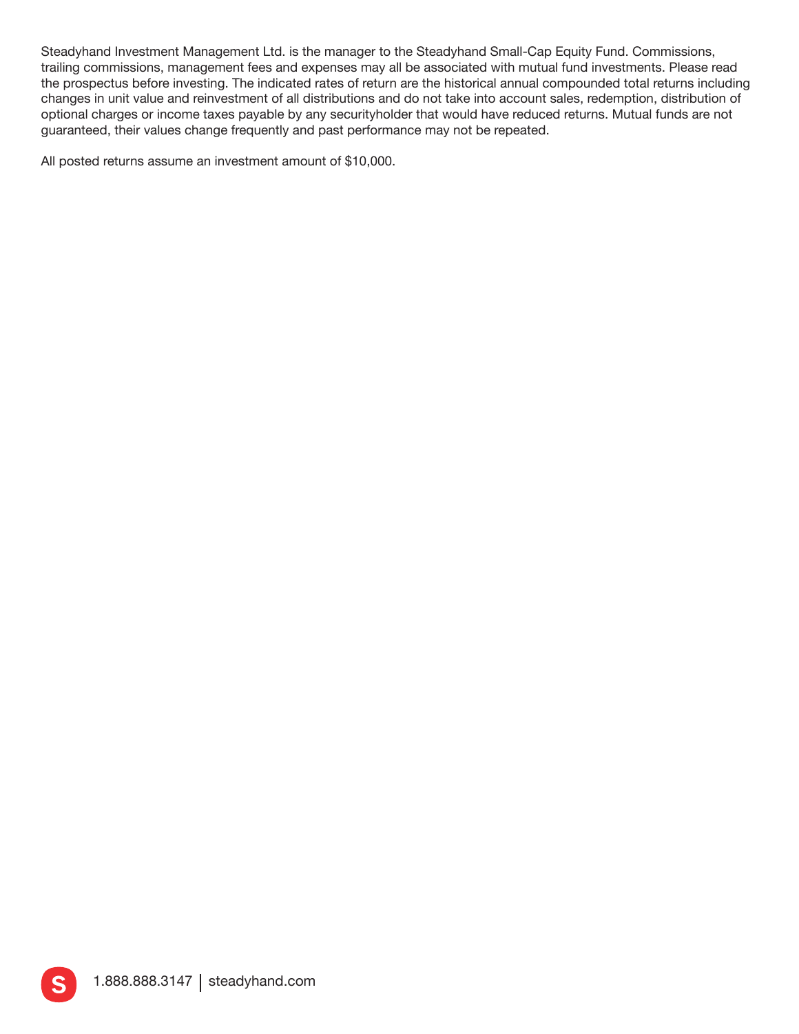Steadyhand Investment Management Ltd. is the manager to the Steadyhand Small-Cap Equity Fund. Commissions, trailing commissions, management fees and expenses may all be associated with mutual fund investments. Please read the prospectus before investing. The indicated rates of return are the historical annual compounded total returns including changes in unit value and reinvestment of all distributions and do not take into account sales, redemption, distribution of optional charges or income taxes payable by any securityholder that would have reduced returns. Mutual funds are not guaranteed, their values change frequently and past performance may not be repeated.

All posted returns assume an investment amount of $10,000.

1.888.888.3147 | steadyhand.com